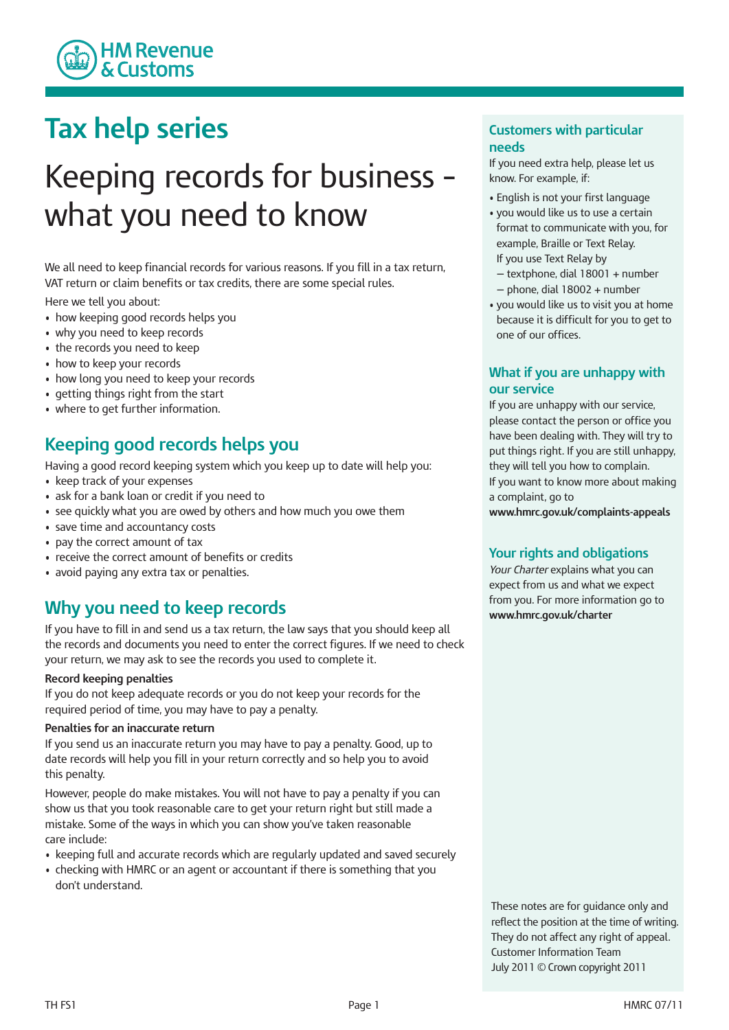HM Revenue & Customs

# Tax help series

# Keeping records for business - what you need to know

We all need to keep financial records for various reasons. If you fill in a tax return, VAT return or claim benefits or tax credits, there are some special rules.

Here we tell you about:

- how keeping good records helps you
- why you need to keep records
- the records you need to keep
- how to keep your records
- how long you need to keep your records
- getting things right from the start
- where to get further information.

## Keeping good records helps you

Having a good record keeping system which you keep up to date will help you:

- keep track of your expenses
- ask for a bank loan or credit if you need to
- see quickly what you are owed by others and how much you owe them
- save time and accountancy costs
- pay the correct amount of tax
- receive the correct amount of benefits or credits
- avoid paying any extra tax or penalties.

## Why you need to keep records

If you have to fill in and send us a tax return, the law says that you should keep all the records and documents you need to enter the correct figures. If we need to check your return, we may ask to see the records you used to complete it.

**Record keeping penalties**

If you do not keep adequate records or you do not keep your records for the required period of time, you may have to pay a penalty.

**Penalties for an inaccurate return**

If you send us an inaccurate return you may have to pay a penalty. Good, up to date records will help you fill in your return correctly and so help you to avoid this penalty.

However, people do make mistakes. You will not have to pay a penalty if you can show us that you took reasonable care to get your return right but still made a mistake. Some of the ways in which you can show you've taken reasonable care include:

- keeping full and accurate records which are regularly updated and saved securely
- checking with HMRC or an agent or accountant if there is something that you don't understand.

## Customers with particular needs

If you need extra help, please let us know. For example, if:

- English is not your first language
- you would like us to use a certain format to communicate with you, for example, Braille or Text Relay.
  If you use Text Relay by
  – textphone, dial 18001 + number
  – phone, dial 18002 + number
- you would like us to visit you at home because it is difficult for you to get to one of our offices.

## What if you are unhappy with our service

If you are unhappy with our service, please contact the person or office you have been dealing with. They will try to put things right. If you are still unhappy, they will tell you how to complain.

If you want to know more about making a complaint, go to **www.hmrc.gov.uk/complaints-appeals**

## Your rights and obligations

*Your Charter* explains what you can expect from us and what we expect from you. For more information go to **www.hmrc.gov.uk/charter**

These notes are for guidance only and reflect the position at the time of writing. They do not affect any right of appeal.
Customer Information Team
July 2011 © Crown copyright 2011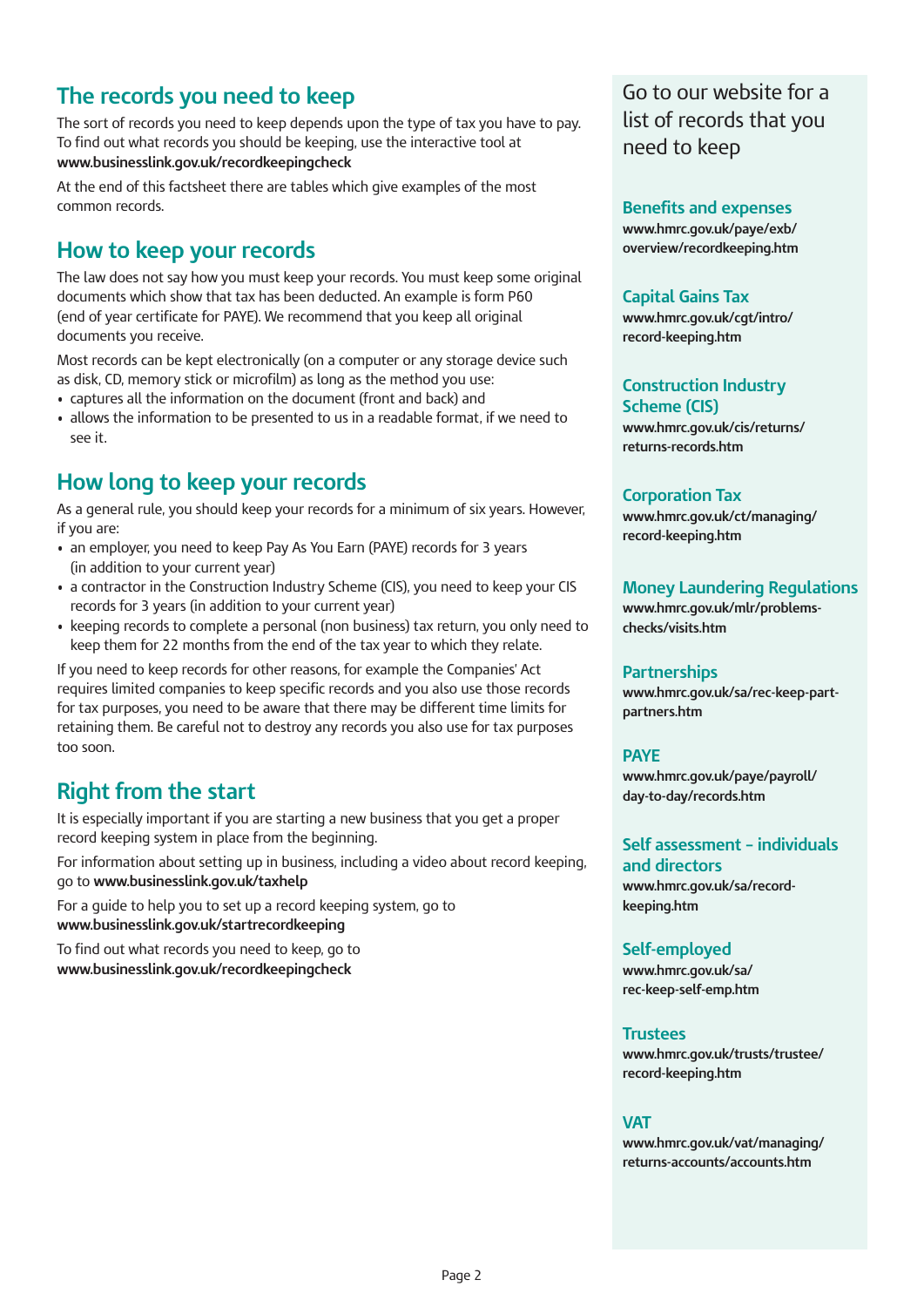## The records you need to keep

The sort of records you need to keep depends upon the type of tax you have to pay. To find out what records you should be keeping, use the interactive tool at **www.businesslink.gov.uk/recordkeepingcheck**

At the end of this factsheet there are tables which give examples of the most common records.

## How to keep your records

The law does not say how you must keep your records. You must keep some original documents which show that tax has been deducted. An example is form P60 (end of year certificate for PAYE). We recommend that you keep all original documents you receive.

Most records can be kept electronically (on a computer or any storage device such as disk, CD, memory stick or microfilm) as long as the method you use:

- captures all the information on the document (front and back) and
- allows the information to be presented to us in a readable format, if we need to see it.

## How long to keep your records

As a general rule, you should keep your records for a minimum of six years. However, if you are:

- an employer, you need to keep Pay As You Earn (PAYE) records for 3 years (in addition to your current year)
- a contractor in the Construction Industry Scheme (CIS), you need to keep your CIS records for 3 years (in addition to your current year)
- keeping records to complete a personal (non business) tax return, you only need to keep them for 22 months from the end of the tax year to which they relate.

If you need to keep records for other reasons, for example the Companies' Act requires limited companies to keep specific records and you also use those records for tax purposes, you need to be aware that there may be different time limits for retaining them. Be careful not to destroy any records you also use for tax purposes too soon.

## Right from the start

It is especially important if you are starting a new business that you get a proper record keeping system in place from the beginning.

For information about setting up in business, including a video about record keeping, go to **www.businesslink.gov.uk/taxhelp**

For a guide to help you to set up a record keeping system, go to **www.businesslink.gov.uk/startrecordkeeping**

To find out what records you need to keep, go to **www.businesslink.gov.uk/recordkeepingcheck**

Go to our website for a list of records that you need to keep

### Benefits and expenses
**www.hmrc.gov.uk/paye/exb/overview/recordkeeping.htm**

### Capital Gains Tax
**www.hmrc.gov.uk/cgt/intro/record-keeping.htm**

### Construction Industry Scheme (CIS)
**www.hmrc.gov.uk/cis/returns/returns-records.htm**

### Corporation Tax
**www.hmrc.gov.uk/ct/managing/record-keeping.htm**

### Money Laundering Regulations
**www.hmrc.gov.uk/mlr/problems-checks/visits.htm**

### Partnerships
**www.hmrc.gov.uk/sa/rec-keep-part-partners.htm**

### PAYE
**www.hmrc.gov.uk/paye/payroll/day-to-day/records.htm**

### Self assessment – individuals and directors
**www.hmrc.gov.uk/sa/record-keeping.htm**

### Self-employed
**www.hmrc.gov.uk/sa/rec-keep-self-emp.htm**

### Trustees
**www.hmrc.gov.uk/trusts/trustee/record-keeping.htm**

### VAT
**www.hmrc.gov.uk/vat/managing/returns-accounts/accounts.htm**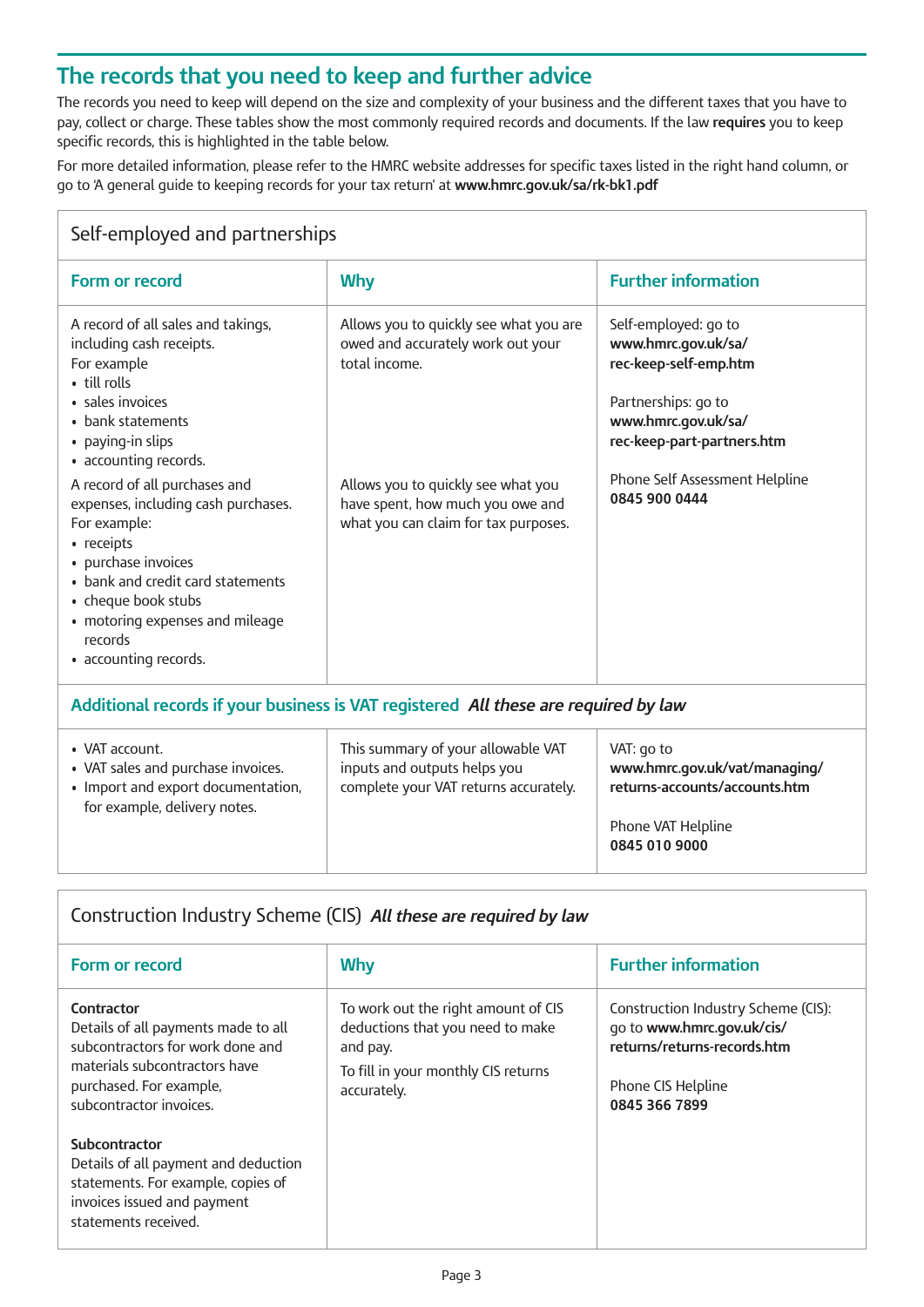## The records that you need to keep and further advice

The records you need to keep will depend on the size and complexity of your business and the different taxes that you have to pay, collect or charge. These tables show the most commonly required records and documents. If the law **requires** you to keep specific records, this is highlighted in the table below.

For more detailed information, please refer to the HMRC website addresses for specific taxes listed in the right hand column, or go to 'A general guide to keeping records for your tax return' at **www.hmrc.gov.uk/sa/rk-bk1.pdf**

### Self-employed and partnerships

| Form or record | Why | Further information |
|---|---|---|
| A record of all sales and takings, including cash receipts.<br>For example<br>• till rolls<br>• sales invoices<br>• bank statements<br>• paying-in slips<br>• accounting records. | Allows you to quickly see what you are owed and accurately work out your total income. | Self-employed: go to **www.hmrc.gov.uk/sa/rec-keep-self-emp.htm**<br><br>Partnerships: go to **www.hmrc.gov.uk/sa/rec-keep-part-partners.htm**<br><br>Phone Self Assessment Helpline **0845 900 0444** |
| A record of all purchases and expenses, including cash purchases.<br>For example:<br>• receipts<br>• purchase invoices<br>• bank and credit card statements<br>• cheque book stubs<br>• motoring expenses and mileage records<br>• accounting records. | Allows you to quickly see what you have spent, how much you owe and what you can claim for tax purposes. | |
| **Additional records if your business is VAT registered** ***All these are required by law*** | | |
| • VAT account.<br>• VAT sales and purchase invoices.<br>• Import and export documentation, for example, delivery notes. | This summary of your allowable VAT inputs and outputs helps you complete your VAT returns accurately. | VAT: go to **www.hmrc.gov.uk/vat/managing/returns-accounts/accounts.htm**<br><br>Phone VAT Helpline **0845 010 9000** |

### Construction Industry Scheme (CIS) *All these are required by law*

| Form or record | Why | Further information |
|---|---|---|
| **Contractor**<br>Details of all payments made to all subcontractors for work done and materials subcontractors have purchased. For example, subcontractor invoices.<br><br>**Subcontractor**<br>Details of all payment and deduction statements. For example, copies of invoices issued and payment statements received. | To work out the right amount of CIS deductions that you need to make and pay.<br><br>To fill in your monthly CIS returns accurately. | Construction Industry Scheme (CIS): go to **www.hmrc.gov.uk/cis/returns/returns-records.htm**<br><br>Phone CIS Helpline **0845 366 7899** |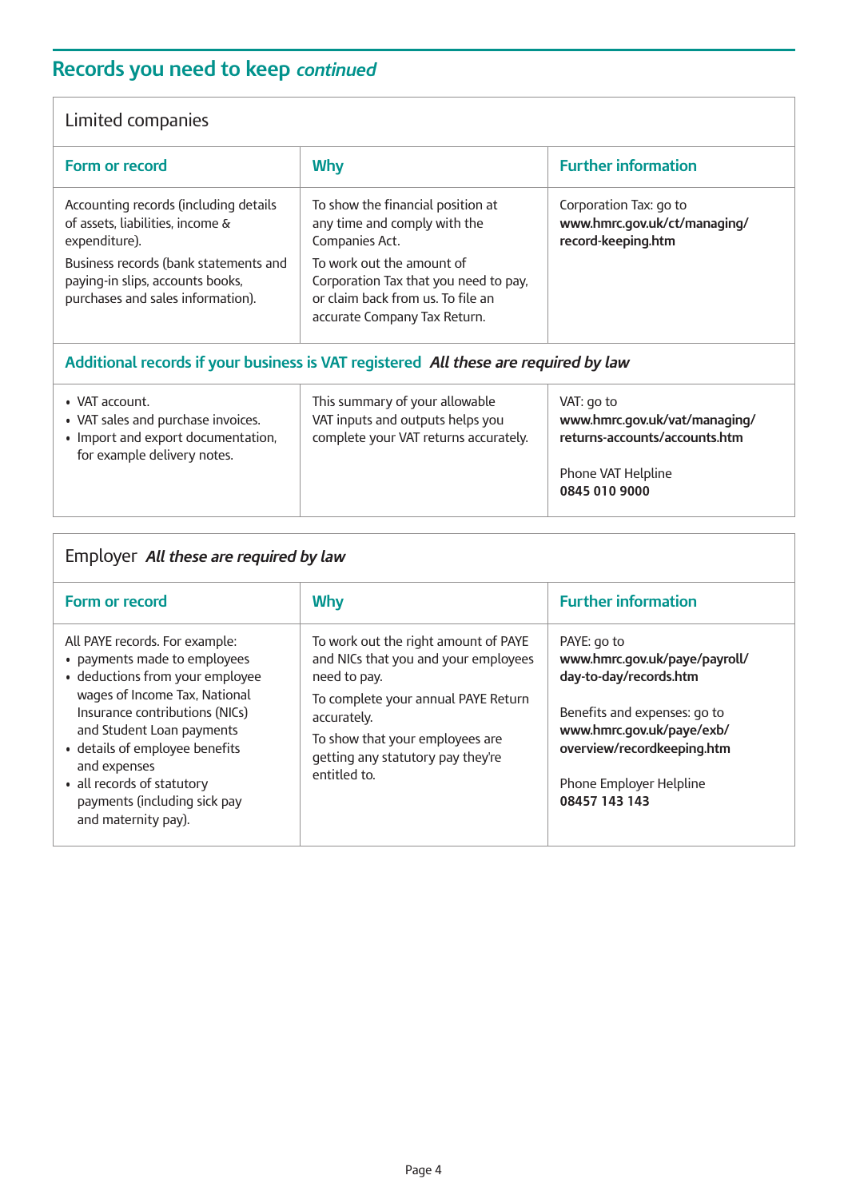## Records you need to keep *continued*

| Limited companies | | |
|---|---|---|
| **Form or record** | **Why** | **Further information** |
| Accounting records (including details of assets, liabilities, income & expenditure).<br>Business records (bank statements and paying-in slips, accounts books, purchases and sales information). | To show the financial position at any time and comply with the Companies Act.<br>To work out the amount of Corporation Tax that you need to pay, or claim back from us. To file an accurate Company Tax Return. | Corporation Tax: go to **www.hmrc.gov.uk/ct/managing/record-keeping.htm** |
| **Additional records if your business is VAT registered** ***All these are required by law*** | | |
| • VAT account.<br>• VAT sales and purchase invoices.<br>• Import and export documentation, for example delivery notes. | This summary of your allowable VAT inputs and outputs helps you complete your VAT returns accurately. | VAT: go to **www.hmrc.gov.uk/vat/managing/returns-accounts/accounts.htm**<br><br>Phone VAT Helpline **0845 010 9000** |

| Employer ***All these are required by law*** | | |
|---|---|---|
| **Form or record** | **Why** | **Further information** |
| All PAYE records. For example:<br>• payments made to employees<br>• deductions from your employee wages of Income Tax, National Insurance contributions (NICs) and Student Loan payments<br>• details of employee benefits and expenses<br>• all records of statutory payments (including sick pay and maternity pay). | To work out the right amount of PAYE and NICs that you and your employees need to pay.<br>To complete your annual PAYE Return accurately.<br>To show that your employees are getting any statutory pay they're entitled to. | PAYE: go to **www.hmrc.gov.uk/paye/payroll/day-to-day/records.htm**<br><br>Benefits and expenses: go to **www.hmrc.gov.uk/paye/exb/overview/recordkeeping.htm**<br><br>Phone Employer Helpline **08457 143 143** |